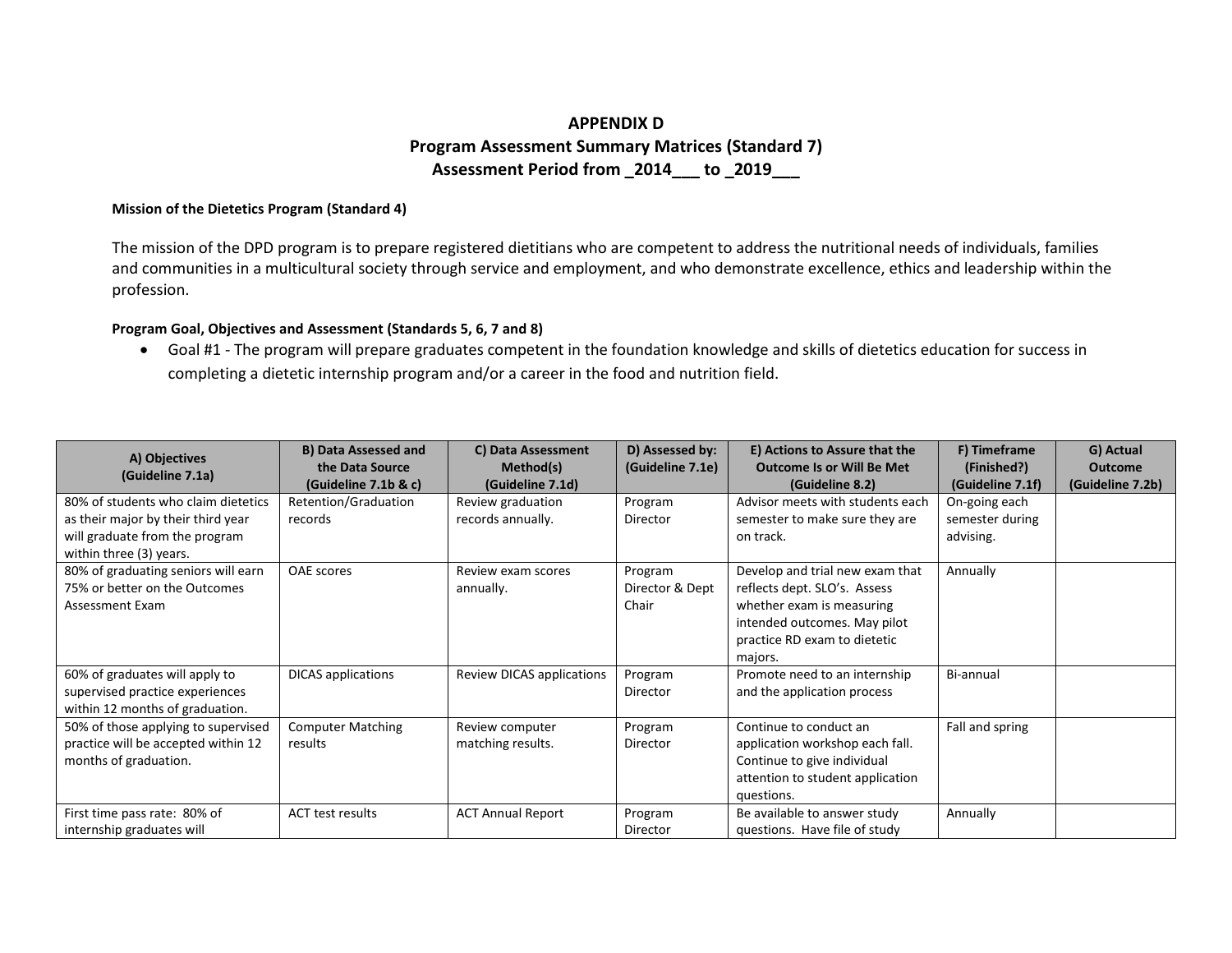# APPENDIX D

## Program Assessment Summary Matrices (Standard 7)

## Assessment Period from _2014___ to _2019___

**Mission of the Dietetics Program (Standard 4)**

The mission of the DPD program is to prepare registered dietitians who are competent to address the nutritional needs of individuals, families and communities in a multicultural society through service and employment, and who demonstrate excellence, ethics and leadership within the profession.

**Program Goal, Objectives and Assessment (Standards 5, 6, 7 and 8)**

- Goal #1 - The program will prepare graduates competent in the foundation knowledge and skills of dietetics education for success in completing a dietetic internship program and/or a career in the food and nutrition field.

| A) Objectives (Guideline 7.1a) | B) Data Assessed and the Data Source (Guideline 7.1b & c) | C) Data Assessment Method(s) (Guideline 7.1d) | D) Assessed by: (Guideline 7.1e) | E) Actions to Assure that the Outcome Is or Will Be Met (Guideline 8.2) | F) Timeframe (Finished?) (Guideline 7.1f) | G) Actual Outcome (Guideline 7.2b) |
|---|---|---|---|---|---|---|
| 80% of students who claim dietetics as their major by their third year will graduate from the program within three (3) years. | Retention/Graduation records | Review graduation records annually. | Program Director | Advisor meets with students each semester to make sure they are on track. | On-going each semester during advising. | |
| 80% of graduating seniors will earn 75% or better on the Outcomes Assessment Exam | OAE scores | Review exam scores annually. | Program Director & Dept Chair | Develop and trial new exam that reflects dept. SLO's. Assess whether exam is measuring intended outcomes. May pilot practice RD exam to dietetic majors. | Annually | |
| 60% of graduates will apply to supervised practice experiences within 12 months of graduation. | DICAS applications | Review DICAS applications | Program Director | Promote need to an internship and the application process | Bi-annual | |
| 50% of those applying to supervised practice will be accepted within 12 months of graduation. | Computer Matching results | Review computer matching results. | Program Director | Continue to conduct an application workshop each fall. Continue to give individual attention to student application questions. | Fall and spring | |
| First time pass rate: 80% of internship graduates will | ACT test results | ACT Annual Report | Program Director | Be available to answer study questions. Have file of study | Annually | |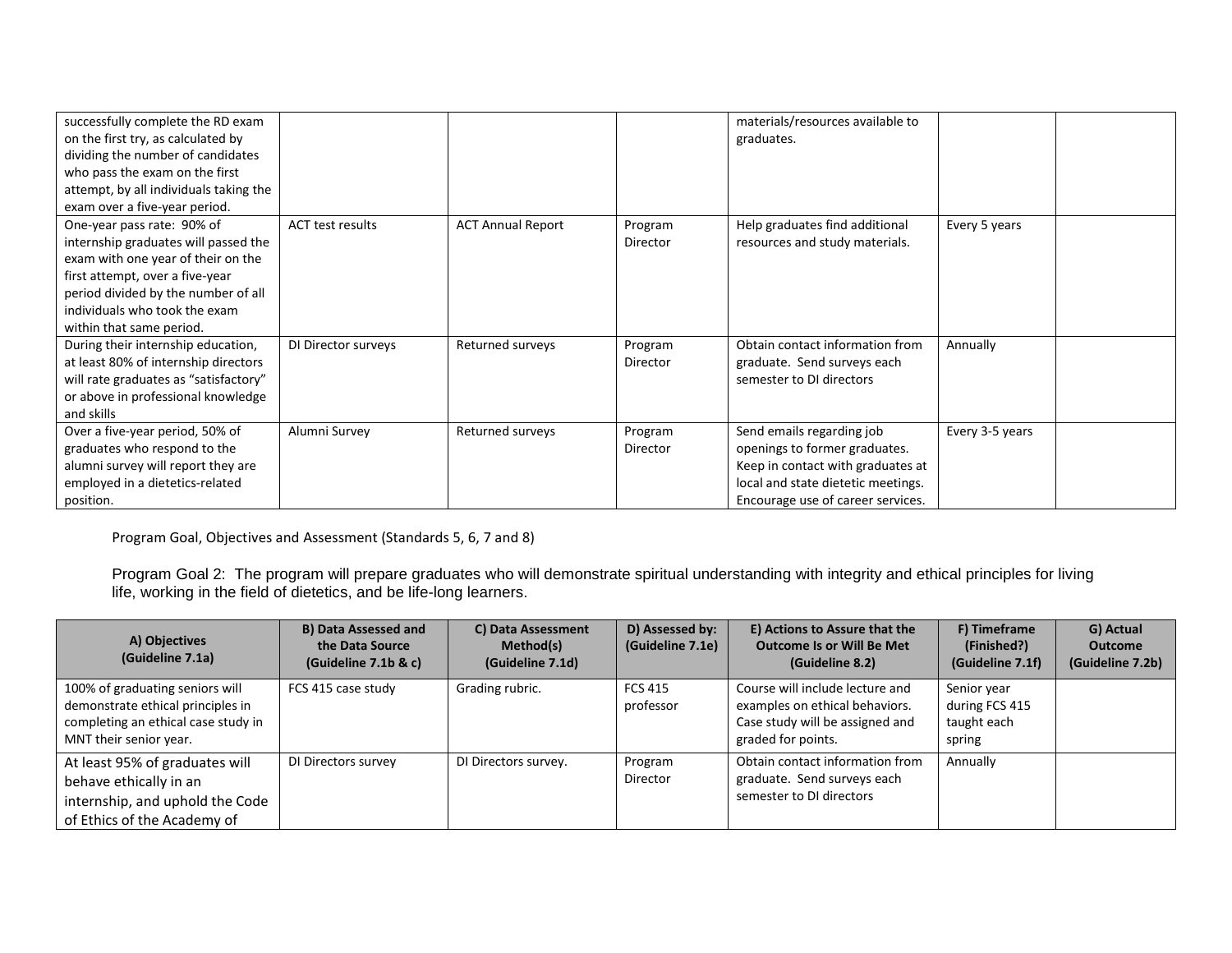| | | | | | | |
|---|---|---|---|---|---|---|
| successfully complete the RD exam on the first try, as calculated by dividing the number of candidates who pass the exam on the first attempt, by all individuals taking the exam over a five-year period. | | | | materials/resources available to graduates. | | |
| One-year pass rate: 90% of internship graduates will passed the exam with one year of their on the first attempt, over a five-year period divided by the number of all individuals who took the exam within that same period. | ACT test results | ACT Annual Report | Program Director | Help graduates find additional resources and study materials. | Every 5 years | |
| During their internship education, at least 80% of internship directors will rate graduates as "satisfactory" or above in professional knowledge and skills | DI Director surveys | Returned surveys | Program Director | Obtain contact information from graduate. Send surveys each semester to DI directors | Annually | |
| Over a five-year period, 50% of graduates who respond to the alumni survey will report they are employed in a dietetics-related position. | Alumni Survey | Returned surveys | Program Director | Send emails regarding job openings to former graduates. Keep in contact with graduates at local and state dietetic meetings. Encourage use of career services. | Every 3-5 years | |

Program Goal, Objectives and Assessment (Standards 5, 6, 7 and 8)

Program Goal 2: The program will prepare graduates who will demonstrate spiritual understanding with integrity and ethical principles for living life, working in the field of dietetics, and be life-long learners.

| A) Objectives (Guideline 7.1a) | B) Data Assessed and the Data Source (Guideline 7.1b & c) | C) Data Assessment Method(s) (Guideline 7.1d) | D) Assessed by: (Guideline 7.1e) | E) Actions to Assure that the Outcome Is or Will Be Met (Guideline 8.2) | F) Timeframe (Finished?) (Guideline 7.1f) | G) Actual Outcome (Guideline 7.2b) |
|---|---|---|---|---|---|---|
| 100% of graduating seniors will demonstrate ethical principles in completing an ethical case study in MNT their senior year. | FCS 415 case study | Grading rubric. | FCS 415 professor | Course will include lecture and examples on ethical behaviors. Case study will be assigned and graded for points. | Senior year during FCS 415 taught each spring | |
| At least 95% of graduates will behave ethically in an internship, and uphold the Code of Ethics of the Academy of | DI Directors survey | DI Directors survey. | Program Director | Obtain contact information from graduate. Send surveys each semester to DI directors | Annually | |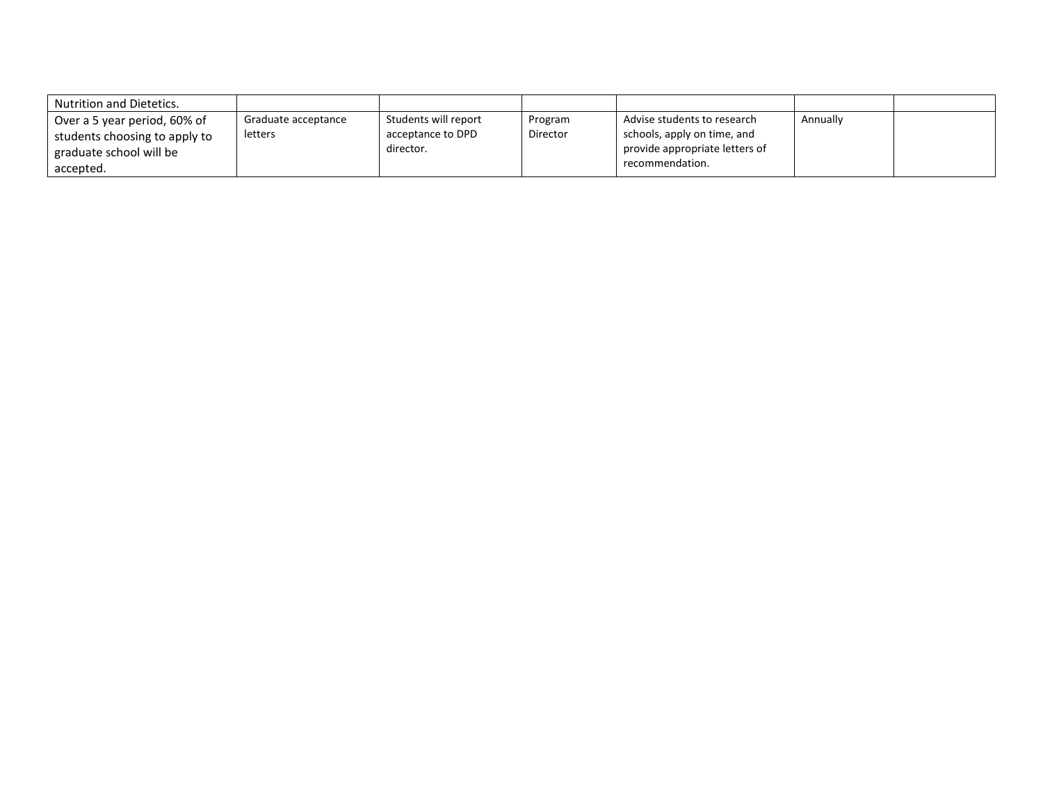| | | | | | | |
|---|---|---|---|---|---|---|
| Nutrition and Dietetics. | | | | | | |
| Over a 5 year period, 60% of students choosing to apply to graduate school will be accepted. | Graduate acceptance letters | Students will report acceptance to DPD director. | Program Director | Advise students to research schools, apply on time, and provide appropriate letters of recommendation. | Annually | |